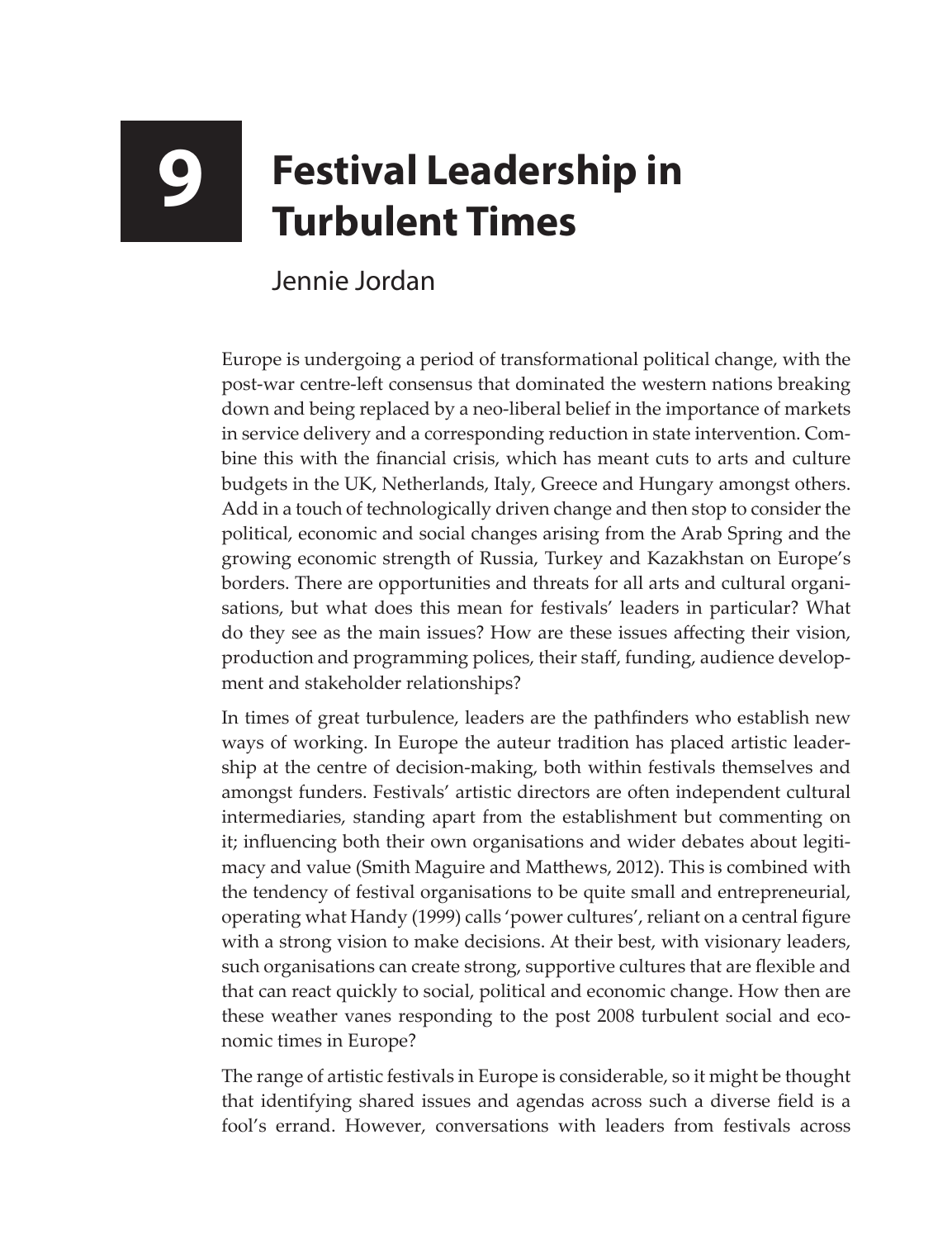# 9 Festival Leadership in Turbulent Times

Jennie Jordan

Europe is undergoing a period of transformational political change, with the post-war centre-left consensus that dominated the western nations breaking down and being replaced by a neo-liberal belief in the importance of markets in service delivery and a corresponding reduction in state intervention. Combine this with the financial crisis, which has meant cuts to arts and culture budgets in the UK, Netherlands, Italy, Greece and Hungary amongst others. Add in a touch of technologically driven change and then stop to consider the political, economic and social changes arising from the Arab Spring and the growing economic strength of Russia, Turkey and Kazakhstan on Europe's borders. There are opportunities and threats for all arts and cultural organisations, but what does this mean for festivals' leaders in particular? What do they see as the main issues? How are these issues affecting their vision, production and programming polices, their staff, funding, audience development and stakeholder relationships?

In times of great turbulence, leaders are the pathfinders who establish new ways of working. In Europe the auteur tradition has placed artistic leadership at the centre of decision-making, both within festivals themselves and amongst funders. Festivals' artistic directors are often independent cultural intermediaries, standing apart from the establishment but commenting on it; influencing both their own organisations and wider debates about legitimacy and value (Smith Maguire and Matthews, 2012). This is combined with the tendency of festival organisations to be quite small and entrepreneurial, operating what Handy (1999) calls 'power cultures', reliant on a central figure with a strong vision to make decisions. At their best, with visionary leaders, such organisations can create strong, supportive cultures that are flexible and that can react quickly to social, political and economic change. How then are these weather vanes responding to the post 2008 turbulent social and economic times in Europe?

The range of artistic festivals in Europe is considerable, so it might be thought that identifying shared issues and agendas across such a diverse field is a fool's errand. However, conversations with leaders from festivals across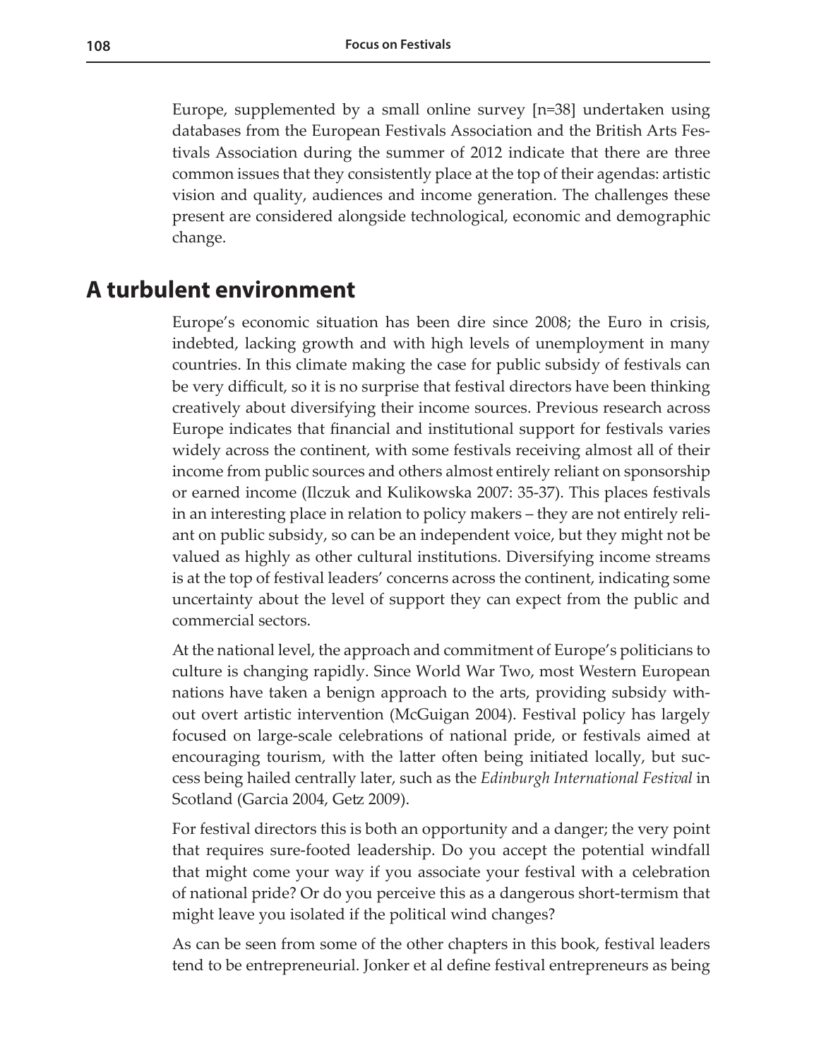Europe, supplemented by a small online survey [n=38] undertaken using databases from the European Festivals Association and the British Arts Festivals Association during the summer of 2012 indicate that there are three common issues that they consistently place at the top of their agendas: artistic vision and quality, audiences and income generation. The challenges these present are considered alongside technological, economic and demographic change.

## A turbulent environment

Europe's economic situation has been dire since 2008; the Euro in crisis, indebted, lacking growth and with high levels of unemployment in many countries. In this climate making the case for public subsidy of festivals can be very difficult, so it is no surprise that festival directors have been thinking creatively about diversifying their income sources. Previous research across Europe indicates that financial and institutional support for festivals varies widely across the continent, with some festivals receiving almost all of their income from public sources and others almost entirely reliant on sponsorship or earned income (Ilczuk and Kulikowska 2007: 35-37). This places festivals in an interesting place in relation to policy makers – they are not entirely reliant on public subsidy, so can be an independent voice, but they might not be valued as highly as other cultural institutions. Diversifying income streams is at the top of festival leaders' concerns across the continent, indicating some uncertainty about the level of support they can expect from the public and commercial sectors.

At the national level, the approach and commitment of Europe's politicians to culture is changing rapidly. Since World War Two, most Western European nations have taken a benign approach to the arts, providing subsidy without overt artistic intervention (McGuigan 2004). Festival policy has largely focused on large-scale celebrations of national pride, or festivals aimed at encouraging tourism, with the latter often being initiated locally, but success being hailed centrally later, such as the *Edinburgh International Festival* in Scotland (Garcia 2004, Getz 2009).

For festival directors this is both an opportunity and a danger; the very point that requires sure-footed leadership. Do you accept the potential windfall that might come your way if you associate your festival with a celebration of national pride? Or do you perceive this as a dangerous short-termism that might leave you isolated if the political wind changes?

As can be seen from some of the other chapters in this book, festival leaders tend to be entrepreneurial. Jonker et al define festival entrepreneurs as being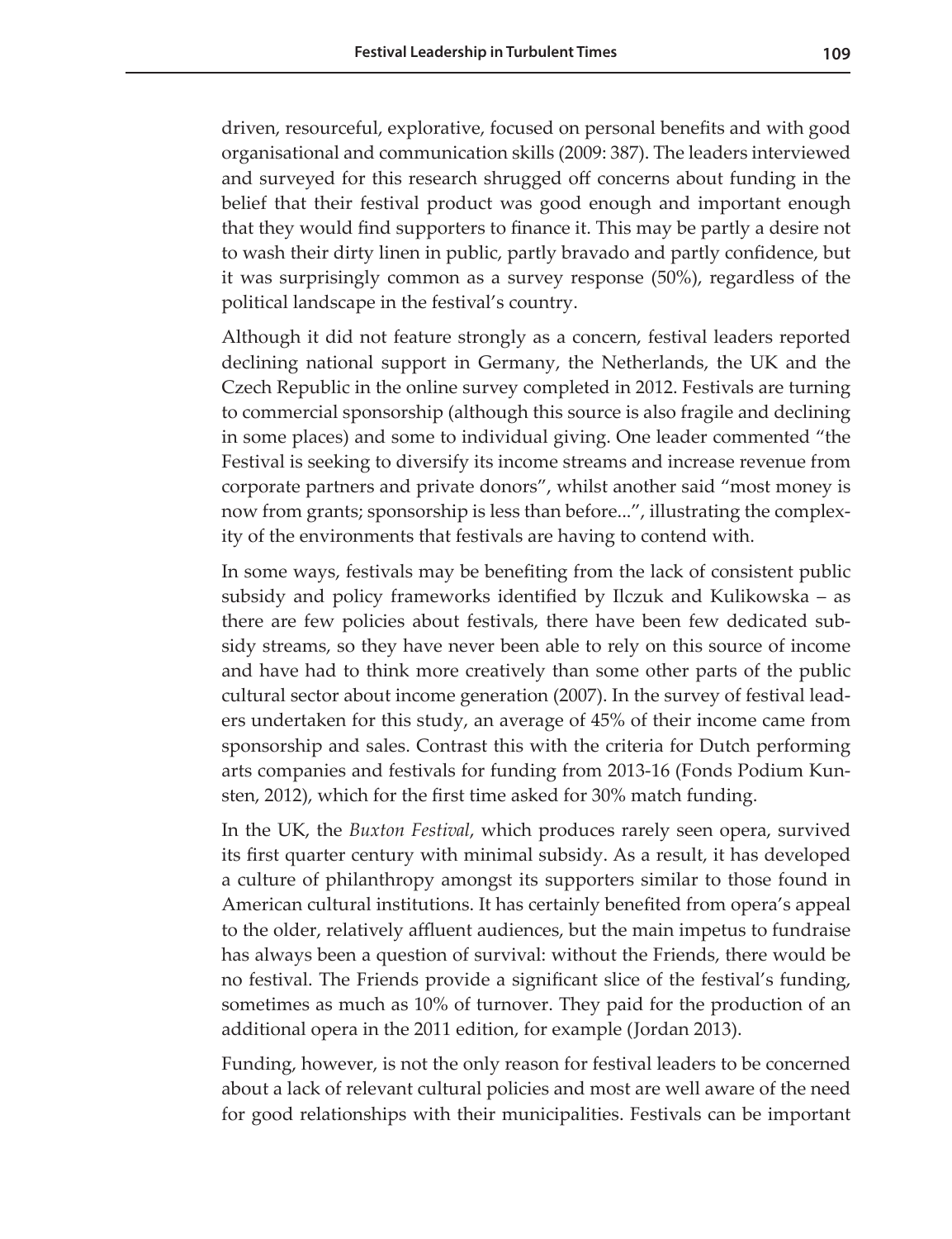driven, resourceful, explorative, focused on personal benefits and with good organisational and communication skills (2009: 387). The leaders interviewed and surveyed for this research shrugged off concerns about funding in the belief that their festival product was good enough and important enough that they would find supporters to finance it. This may be partly a desire not to wash their dirty linen in public, partly bravado and partly confidence, but it was surprisingly common as a survey response (50%), regardless of the political landscape in the festival's country.

Although it did not feature strongly as a concern, festival leaders reported declining national support in Germany, the Netherlands, the UK and the Czech Republic in the online survey completed in 2012. Festivals are turning to commercial sponsorship (although this source is also fragile and declining in some places) and some to individual giving. One leader commented "the Festival is seeking to diversify its income streams and increase revenue from corporate partners and private donors", whilst another said "most money is now from grants; sponsorship is less than before...", illustrating the complexity of the environments that festivals are having to contend with.

In some ways, festivals may be benefiting from the lack of consistent public subsidy and policy frameworks identified by Ilczuk and Kulikowska – as there are few policies about festivals, there have been few dedicated subsidy streams, so they have never been able to rely on this source of income and have had to think more creatively than some other parts of the public cultural sector about income generation (2007). In the survey of festival leaders undertaken for this study, an average of 45% of their income came from sponsorship and sales. Contrast this with the criteria for Dutch performing arts companies and festivals for funding from 2013-16 (Fonds Podium Kunsten, 2012), which for the first time asked for 30% match funding.

In the UK, the *Buxton Festival*, which produces rarely seen opera, survived its first quarter century with minimal subsidy. As a result, it has developed a culture of philanthropy amongst its supporters similar to those found in American cultural institutions. It has certainly benefited from opera's appeal to the older, relatively affluent audiences, but the main impetus to fundraise has always been a question of survival: without the Friends, there would be no festival. The Friends provide a significant slice of the festival's funding, sometimes as much as 10% of turnover. They paid for the production of an additional opera in the 2011 edition, for example (Jordan 2013).

Funding, however, is not the only reason for festival leaders to be concerned about a lack of relevant cultural policies and most are well aware of the need for good relationships with their municipalities. Festivals can be important